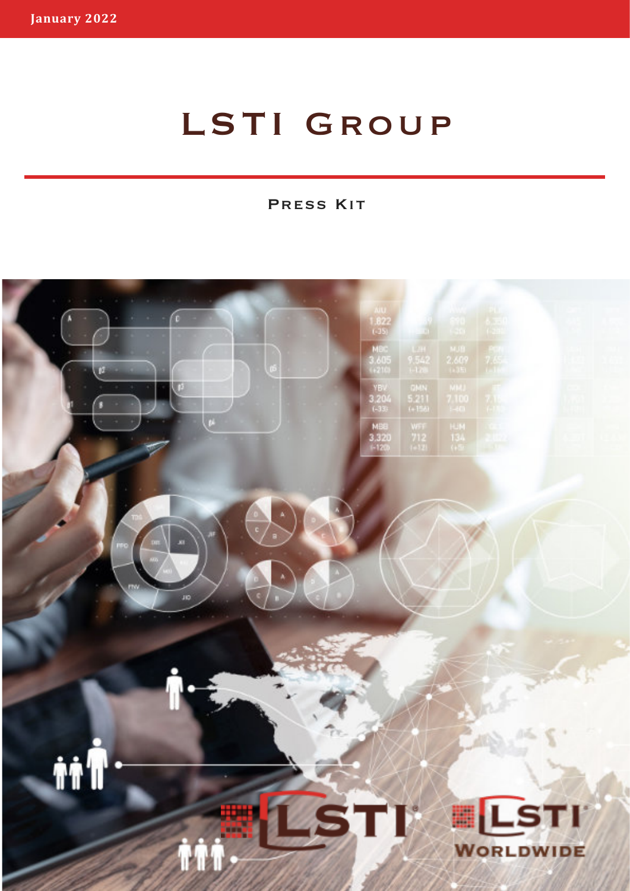January 2022

# LSTI Group

## Press Kit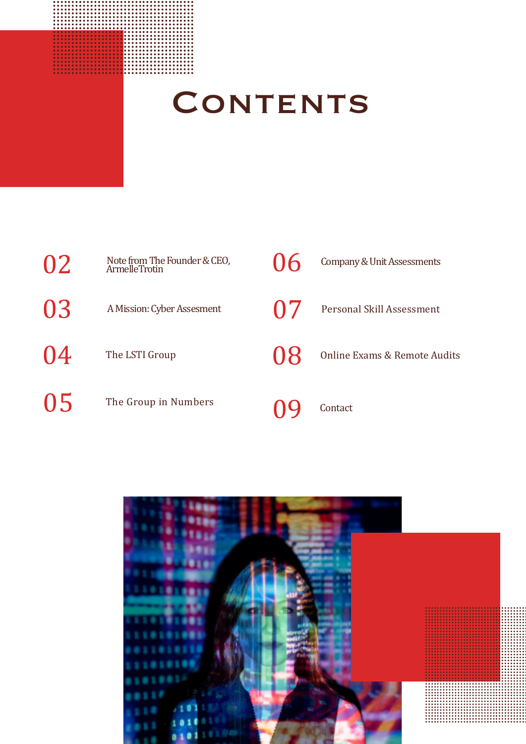# Contents

- 02 Note from The Founder & CEO, Armelle Trotin
- 03 A Mission: Cyber Assesment
- 04 The LSTI Group
- 05 The Group in Numbers
- 06 Company & Unit Assessments
- 07 Personal Skill Assessment
- 08 Online Exams & Remote Audits
- 09 Contact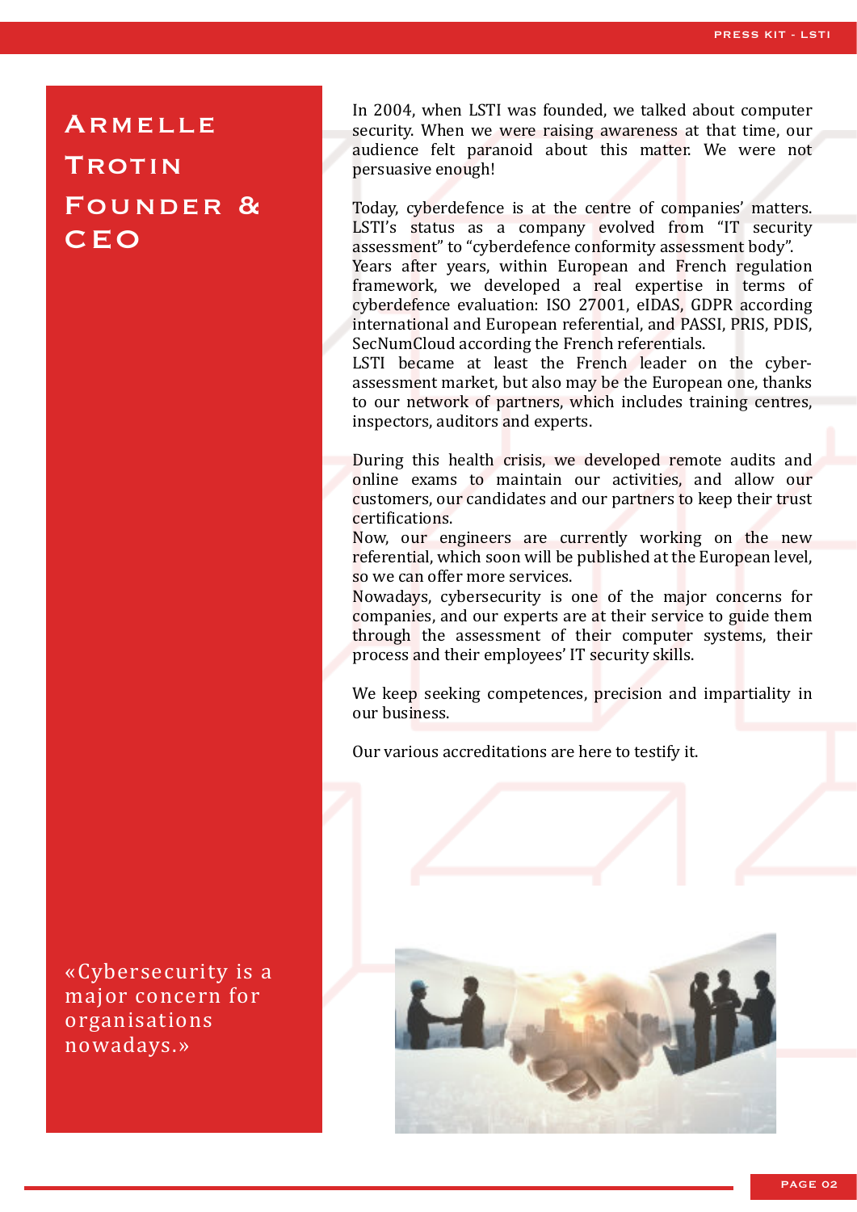# Armelle Trotin
## Founder & CEO

«Cybersecurity is a major concern for organisations nowadays.»

In 2004, when LSTI was founded, we talked about computer security. When we were raising awareness at that time, our audience felt paranoid about this matter. We were not persuasive enough!

Today, cyberdefence is at the centre of companies' matters. LSTI's status as a company evolved from "IT security assessment" to "cyberdefence conformity assessment body".
Years after years, within European and French regulation framework, we developed a real expertise in terms of cyberdefence evaluation: ISO 27001, eIDAS, GDPR according international and European referential, and PASSI, PRIS, PDIS, SecNumCloud according the French referentials.
LSTI became at least the French leader on the cyber-assessment market, but also may be the European one, thanks to our network of partners, which includes training centres, inspectors, auditors and experts.

During this health crisis, we developed remote audits and online exams to maintain our activities, and allow our customers, our candidates and our partners to keep their trust certifications.
Now, our engineers are currently working on the new referential, which soon will be published at the European level, so we can offer more services.
Nowadays, cybersecurity is one of the major concerns for companies, and our experts are at their service to guide them through the assessment of their computer systems, their process and their employees' IT security skills.

We keep seeking competences, precision and impartiality in our business.

Our various accreditations are here to testify it.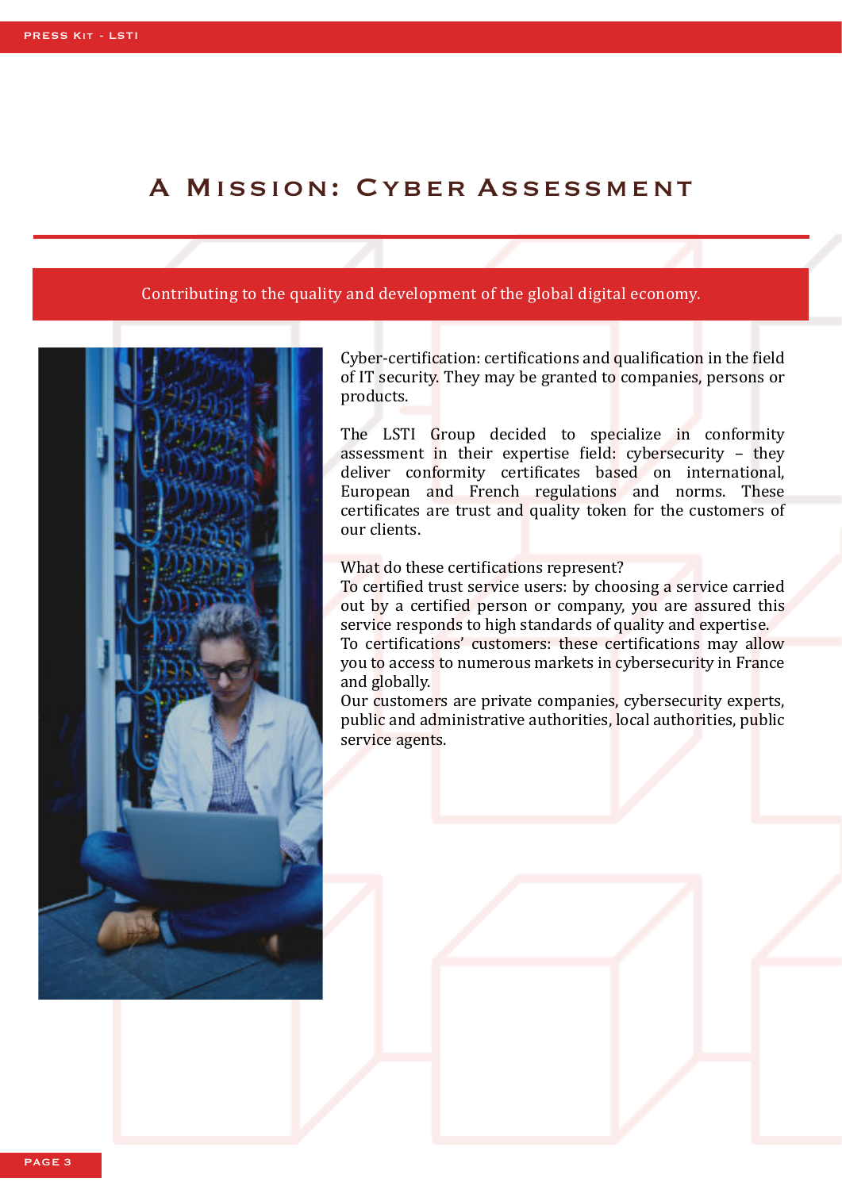# A Mission: Cyber Assessment

Contributing to the quality and development of the global digital economy.

Cyber-certification: certifications and qualification in the field of IT security. They may be granted to companies, persons or products.

The LSTI Group decided to specialize in conformity assessment in their expertise field: cybersecurity – they deliver conformity certificates based on international, European and French regulations and norms. These certificates are trust and quality token for the customers of our clients.

What do these certifications represent?
To certified trust service users: by choosing a service carried out by a certified person or company, you are assured this service responds to high standards of quality and expertise.
To certifications' customers: these certifications may allow you to access to numerous markets in cybersecurity in France and globally.
Our customers are private companies, cybersecurity experts, public and administrative authorities, local authorities, public service agents.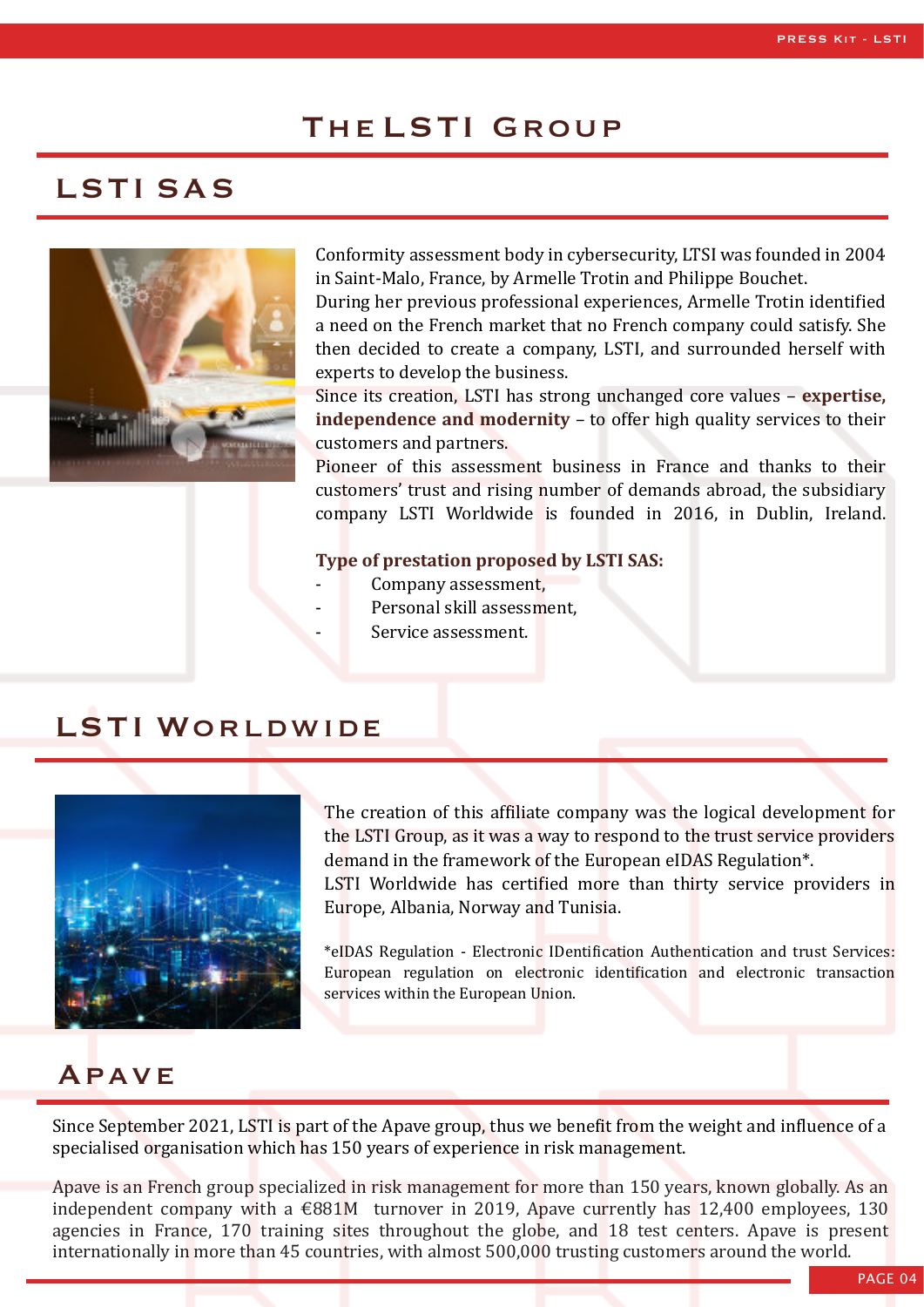# The LSTI Group

## LSTI SAS

Conformity assessment body in cybersecurity, LTSI was founded in 2004 in Saint-Malo, France, by Armelle Trotin and Philippe Bouchet.
During her previous professional experiences, Armelle Trotin identified a need on the French market that no French company could satisfy. She then decided to create a company, LSTI, and surrounded herself with experts to develop the business.
Since its creation, LSTI has strong unchanged core values – **expertise, independence and modernity** – to offer high quality services to their customers and partners.
Pioneer of this assessment business in France and thanks to their customers' trust and rising number of demands abroad, the subsidiary company LSTI Worldwide is founded in 2016, in Dublin, Ireland.

**Type of prestation proposed by LSTI SAS:**

- Company assessment,
- Personal skill assessment,
- Service assessment.

## LSTI Worldwide

The creation of this affiliate company was the logical development for the LSTI Group, as it was a way to respond to the trust service providers demand in the framework of the European eIDAS Regulation*.
LSTI Worldwide has certified more than thirty service providers in Europe, Albania, Norway and Tunisia.

*eIDAS Regulation - Electronic IDentification Authentication and trust Services: European regulation on electronic identification and electronic transaction services within the European Union.

## Apave

Since September 2021, LSTI is part of the Apave group, thus we benefit from the weight and influence of a specialised organisation which has 150 years of experience in risk management.

Apave is an French group specialized in risk management for more than 150 years, known globally. As an independent company with a €881M turnover in 2019, Apave currently has 12,400 employees, 130 agencies in France, 170 training sites throughout the globe, and 18 test centers. Apave is present internationally in more than 45 countries, with almost 500,000 trusting customers around the world.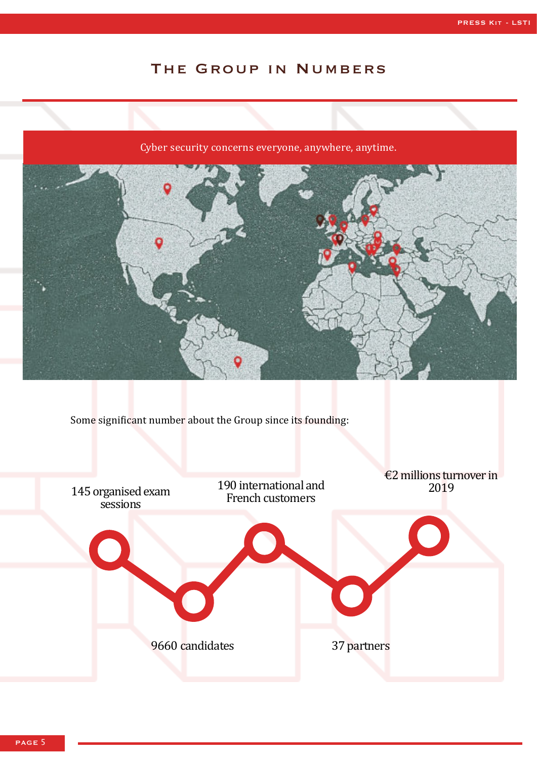# The Group in Numbers

Cyber security concerns everyone, anywhere, anytime.

Some significant number about the Group since its founding:

145 organised exam sessions

9660 candidates

190 international and French customers

37 partners

€2 millions turnover in 2019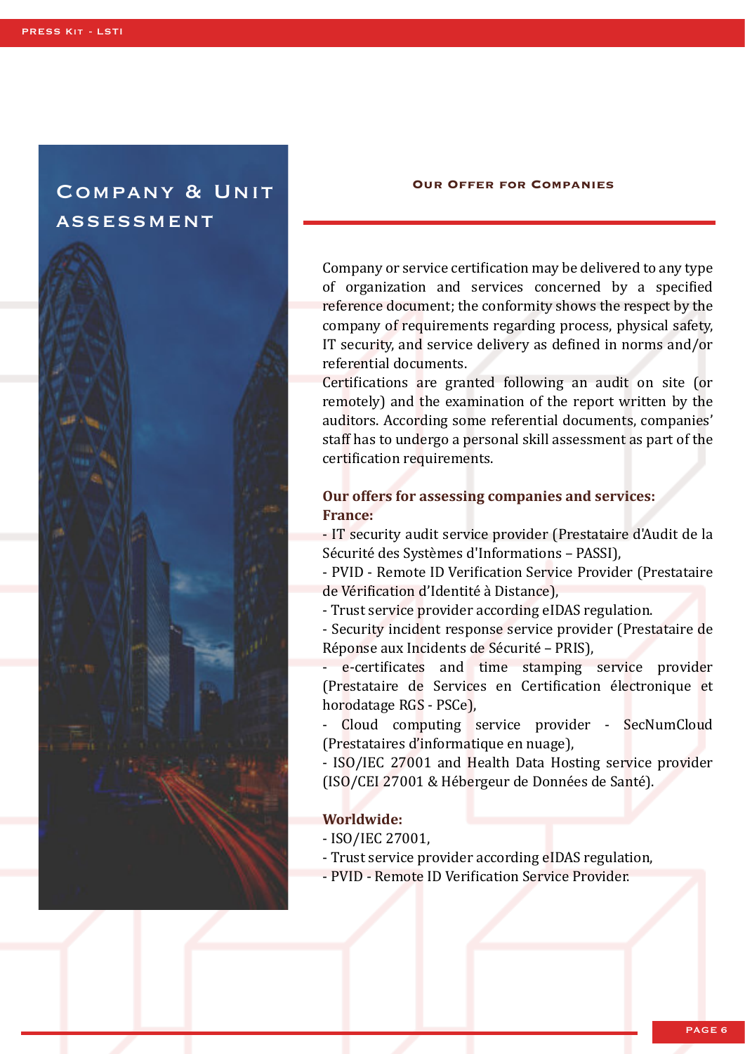# Company & Unit assessment

## Our Offer for Companies

Company or service certification may be delivered to any type of organization and services concerned by a specified reference document; the conformity shows the respect by the company of requirements regarding process, physical safety, IT security, and service delivery as defined in norms and/or referential documents.

Certifications are granted following an audit on site (or remotely) and the examination of the report written by the auditors. According some referential documents, companies' staff has to undergo a personal skill assessment as part of the certification requirements.

**Our offers for assessing companies and services:**

**France:**

- IT security audit service provider (Prestataire d'Audit de la Sécurité des Systèmes d'Informations – PASSI),
- PVID - Remote ID Verification Service Provider (Prestataire de Vérification d'Identité à Distance),
- Trust service provider according eIDAS regulation.
- Security incident response service provider (Prestataire de Réponse aux Incidents de Sécurité – PRIS),
- e-certificates and time stamping service provider (Prestataire de Services en Certification électronique et horodatage RGS - PSCe),
- Cloud computing service provider - SecNumCloud (Prestataires d'informatique en nuage),
- ISO/IEC 27001 and Health Data Hosting service provider (ISO/CEI 27001 & Hébergeur de Données de Santé).

**Worldwide:**

- ISO/IEC 27001,
- Trust service provider according eIDAS regulation,
- PVID - Remote ID Verification Service Provider.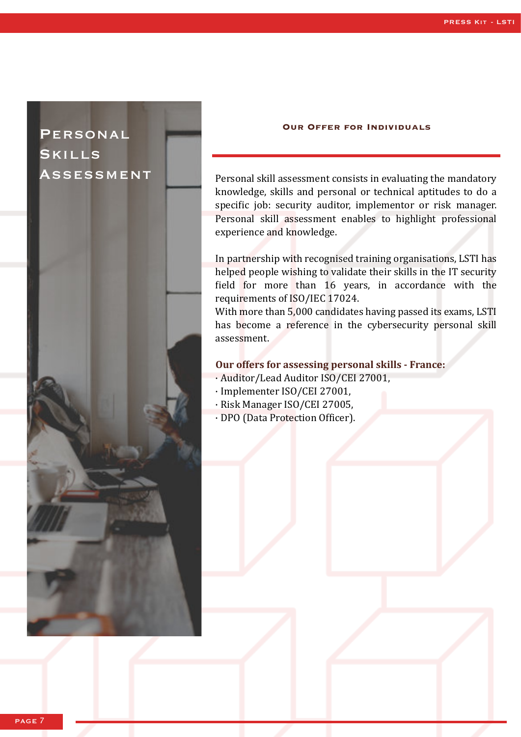# Personal Skills Assessment

## Our Offer for Individuals

Personal skill assessment consists in evaluating the mandatory knowledge, skills and personal or technical aptitudes to do a specific job: security auditor, implementor or risk manager. Personal skill assessment enables to highlight professional experience and knowledge.

In partnership with recognised training organisations, LSTI has helped people wishing to validate their skills in the IT security field for more than 16 years, in accordance with the requirements of ISO/IEC 17024.
With more than 5,000 candidates having passed its exams, LSTI has become a reference in the cybersecurity personal skill assessment.

**Our offers for assessing personal skills - France:**

- Auditor/Lead Auditor ISO/CEI 27001,
- Implementer ISO/CEI 27001,
- Risk Manager ISO/CEI 27005,
- DPO (Data Protection Officer).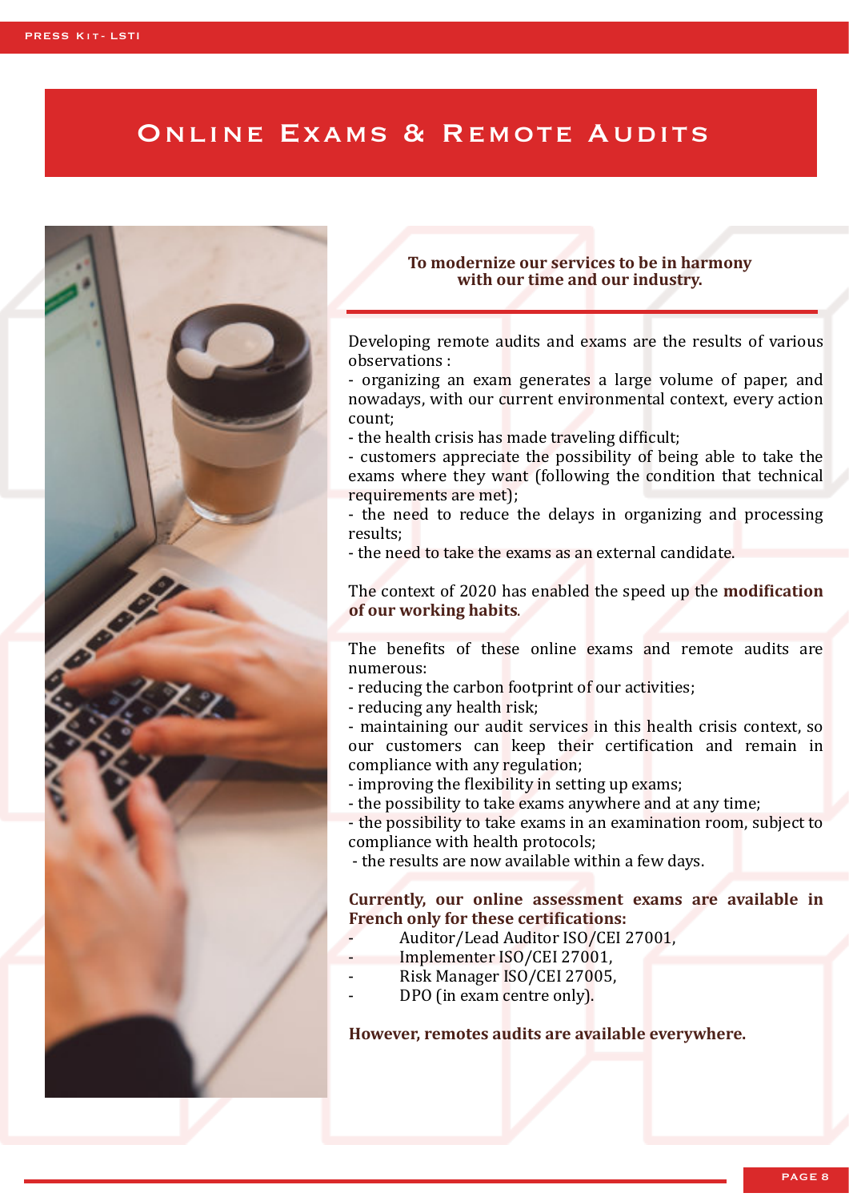# Online Exams & Remote Audits

**To modernize our services to be in harmony with our time and our industry.**

Developing remote audits and exams are the results of various observations :
- organizing an exam generates a large volume of paper, and nowadays, with our current environmental context, every action count;
- the health crisis has made traveling difficult;
- customers appreciate the possibility of being able to take the exams where they want (following the condition that technical requirements are met);
- the need to reduce the delays in organizing and processing results;
- the need to take the exams as an external candidate.

The context of 2020 has enabled the speed up the **modification of our working habits**.

The benefits of these online exams and remote audits are numerous:
- reducing the carbon footprint of our activities;
- reducing any health risk;
- maintaining our audit services in this health crisis context, so our customers can keep their certification and remain in compliance with any regulation;
- improving the flexibility in setting up exams;
- the possibility to take exams anywhere and at any time;
- the possibility to take exams in an examination room, subject to compliance with health protocols;
- the results are now available within a few days.

**Currently, our online assessment exams are available in French only for these certifications:**
- Auditor/Lead Auditor ISO/CEI 27001,
- Implementer ISO/CEI 27001,
- Risk Manager ISO/CEI 27005,
- DPO (in exam centre only).

**However, remotes audits are available everywhere.**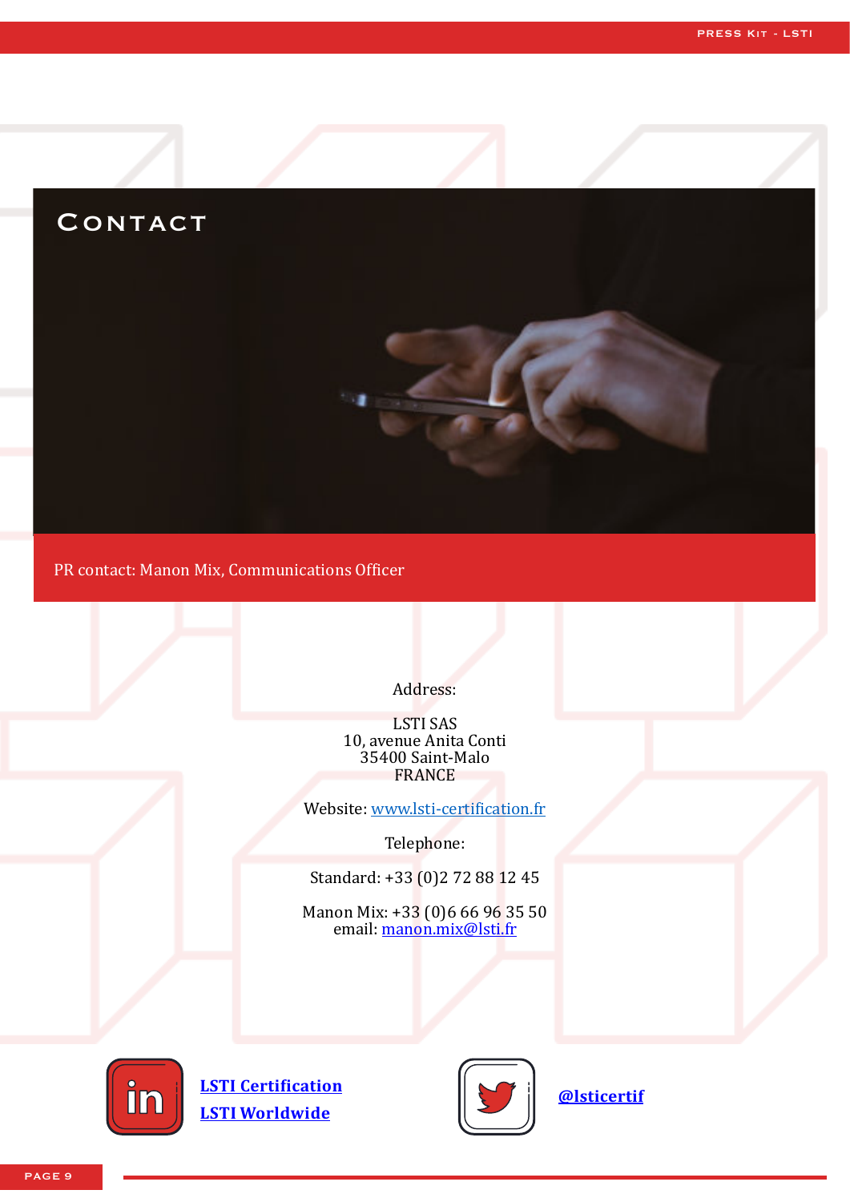# Contact

PR contact: Manon Mix, Communications Officer

Address:

LSTI SAS
10, avenue Anita Conti
35400 Saint-Malo
FRANCE

Website: www.lsti-certification.fr

Telephone:

Standard: +33 (0)2 72 88 12 45

Manon Mix: +33 (0)6 66 96 35 50
email: manon.mix@lsti.fr

**LSTI Certification**
**LSTI Worldwide**

**@lsticertif**